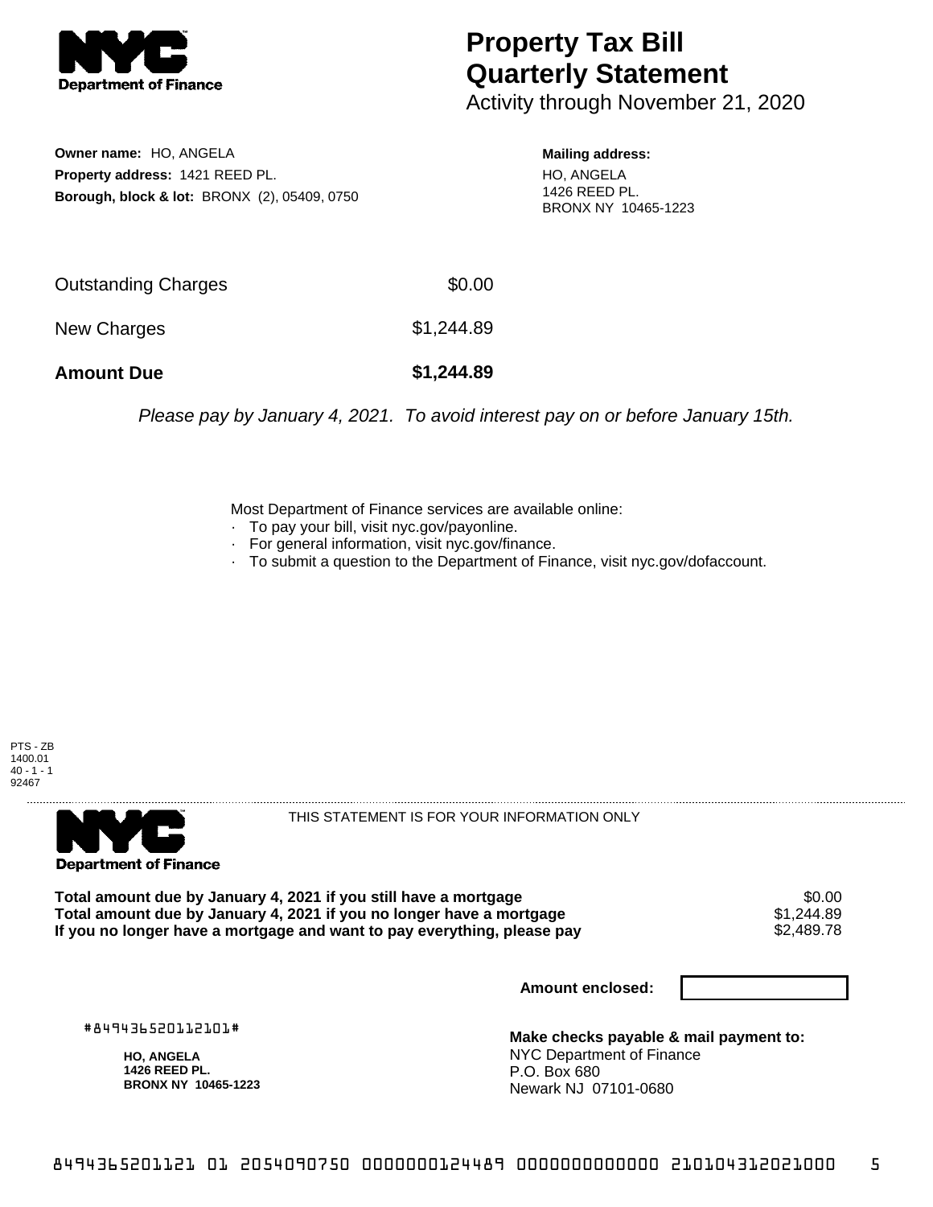# Property Tax Bill Quarterly Statement

Activity through November 21, 2020

**Owner name:** HO, ANGELA
**Property address:** 1421 REED PL.
**Borough, block & lot:** BRONX (2), 05409, 0750

**Mailing address:**
HO, ANGELA
1426 REED PL.
BRONX NY 10465-1223

| | |
|---|---|
| Outstanding Charges | $0.00 |
| New Charges | $1,244.89 |
| **Amount Due** | **$1,244.89** |

*Please pay by January 4, 2021. To avoid interest pay on or before January 15th.*

Most Department of Finance services are available online:
- To pay your bill, visit nyc.gov/payonline.
- For general information, visit nyc.gov/finance.
- To submit a question to the Department of Finance, visit nyc.gov/dofaccount.

PTS - ZB
1400.01
40 - 1 - 1
92467

THIS STATEMENT IS FOR YOUR INFORMATION ONLY

| | |
|---|---|
| **Total amount due by January 4, 2021 if you still have a mortgage** | $0.00 |
| **Total amount due by January 4, 2021 if you no longer have a mortgage** | $1,244.89 |
| **If you no longer have a mortgage and want to pay everything, please pay** | $2,489.78 |

**Amount enclosed:**

#849436520112101#

**HO, ANGELA**
**1426 REED PL.**
**BRONX NY 10465-1223**

**Make checks payable & mail payment to:**
NYC Department of Finance
P.O. Box 680
Newark NJ 07101-0680

8494365201121 01 2054090750 0000000124489 0000000000000 210104312021000 5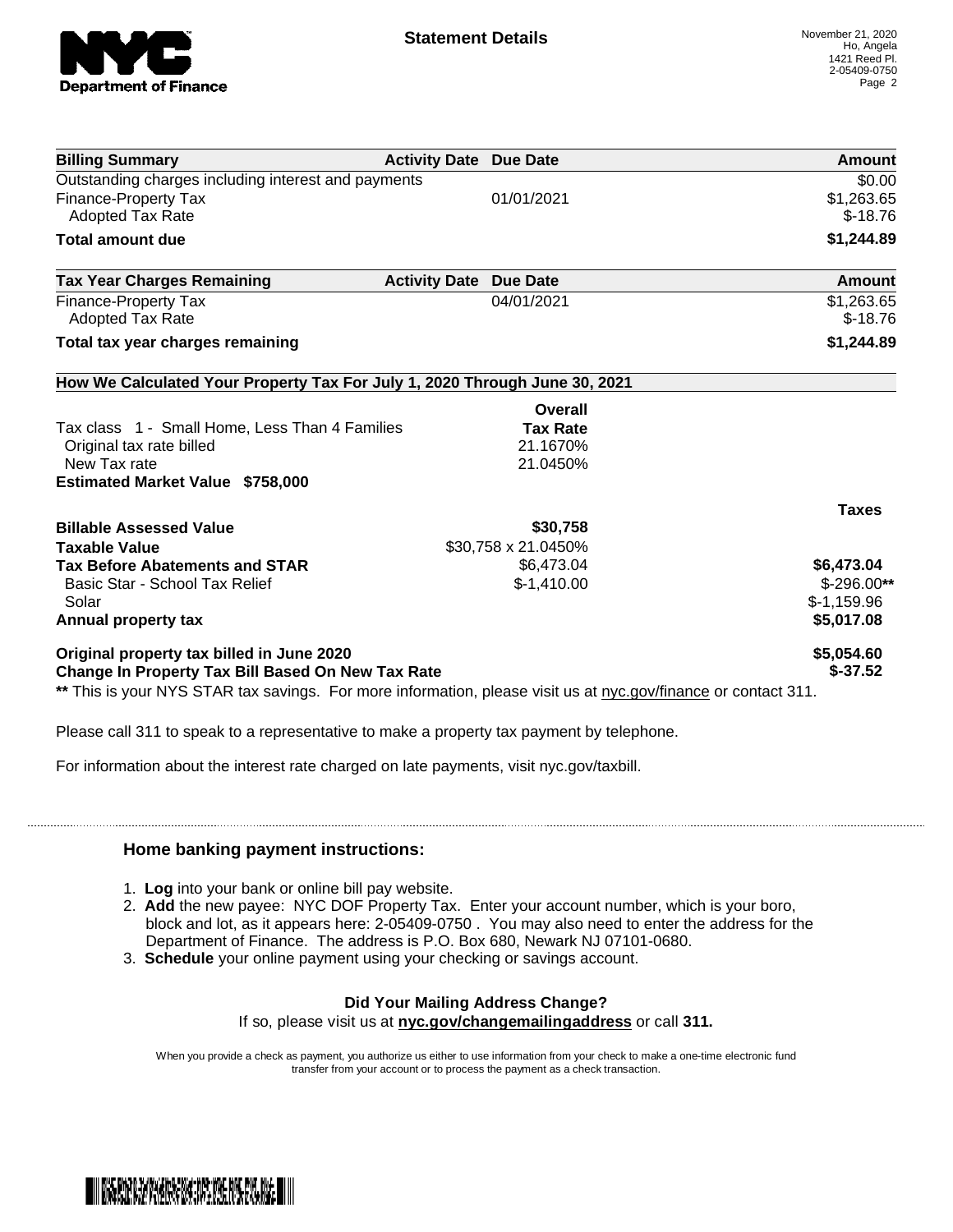**Statement Details**

November 21, 2020
Ho, Angela
1421 Reed Pl.
2-05409-0750

| Billing Summary | Activity Date | Due Date | Amount |
|---|---|---|---|
| Outstanding charges including interest and payments | | | $0.00 |
| Finance-Property Tax | | 01/01/2021 | $1,263.65 |
| Adopted Tax Rate | | | $-18.76 |
| **Total amount due** | | | **$1,244.89** |

| Tax Year Charges Remaining | Activity Date | Due Date | Amount |
|---|---|---|---|
| Finance-Property Tax | | 04/01/2021 | $1,263.65 |
| Adopted Tax Rate | | | $-18.76 |
| **Total tax year charges remaining** | | | **$1,244.89** |

**How We Calculated Your Property Tax For July 1, 2020 Through June 30, 2021**

| | Overall Tax Rate | Taxes |
|---|---|---|
| Tax class 1 - Small Home, Less Than 4 Families | | |
| Original tax rate billed | 21.1670% | |
| New Tax rate | 21.0450% | |
| **Estimated Market Value $758,000** | | |
| **Billable Assessed Value** | **$30,758** | |
| **Taxable Value** | $30,758 x 21.0450% | |
| **Tax Before Abatements and STAR** | $6,473.04 | **$6,473.04** |
| Basic Star - School Tax Relief | $-1,410.00 | $-296.00** |
| Solar | | $-1,159.96 |
| **Annual property tax** | | **$5,017.08** |
| **Original property tax billed in June 2020** | | **$5,054.60** |
| **Change In Property Tax Bill Based On New Tax Rate** | | **$-37.52** |

** This is your NYS STAR tax savings. For more information, please visit us at nyc.gov/finance or contact 311.

Please call 311 to speak to a representative to make a property tax payment by telephone.

For information about the interest rate charged on late payments, visit nyc.gov/taxbill.

### Home banking payment instructions:

1. **Log** into your bank or online bill pay website.
2. **Add** the new payee: NYC DOF Property Tax. Enter your account number, which is your boro, block and lot, as it appears here: 2-05409-0750 . You may also need to enter the address for the Department of Finance. The address is P.O. Box 680, Newark NJ 07101-0680.
3. **Schedule** your online payment using your checking or savings account.

**Did Your Mailing Address Change?**

If so, please visit us at **nyc.gov/changemailingaddress** or call **311.**

When you provide a check as payment, you authorize us either to use information from your check to make a one-time electronic fund transfer from your account or to process the payment as a check transaction.